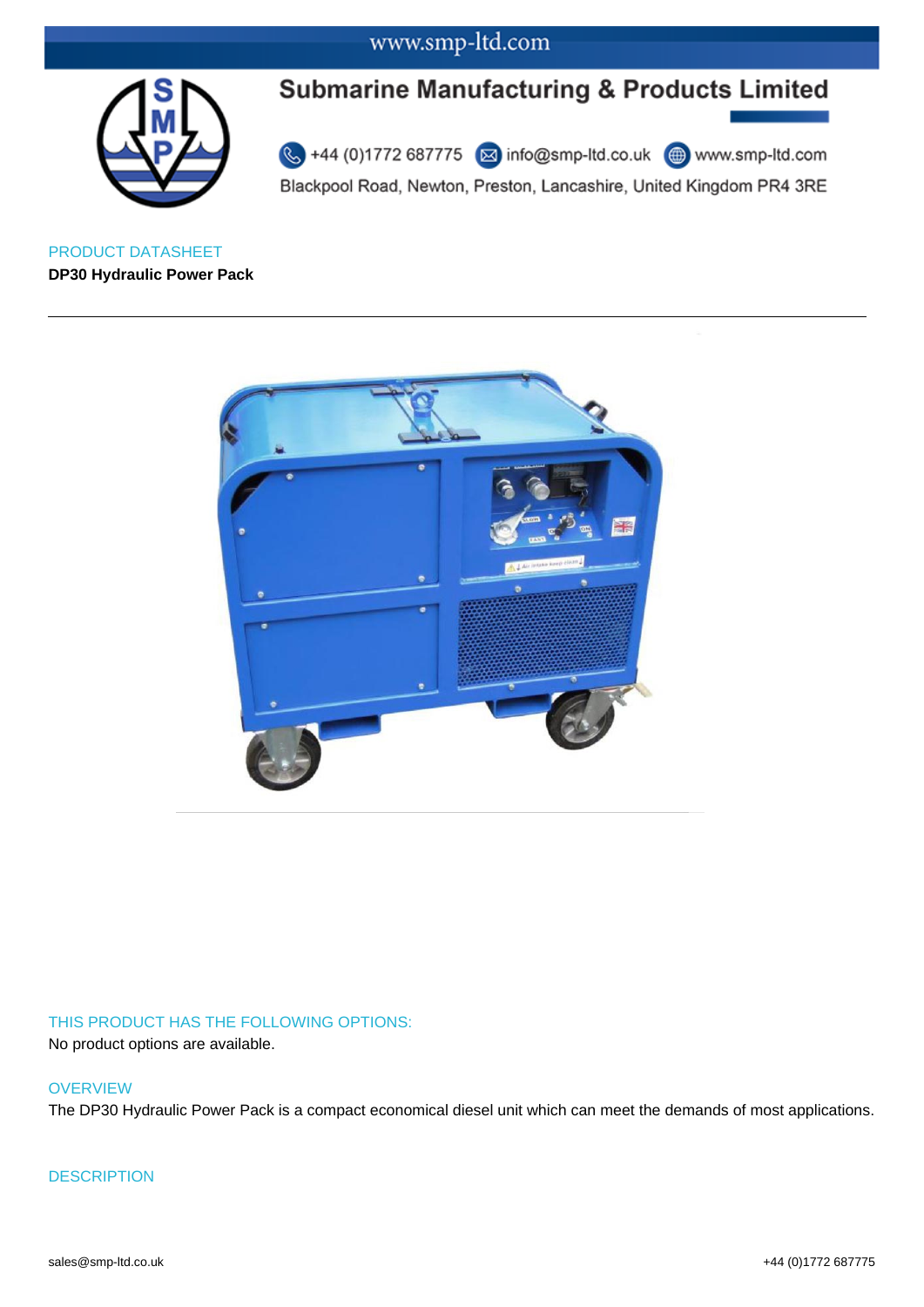www.smp-ltd.com

# Submarine Manufacturing & Products Limited

+44 (0)1772 687775 info@smp-ltd.co.uk www.smp-ltd.com

Blackpool Road, Newton, Preston, Lancashire, United Kingdom PR4 3RE

PRODUCT DATASHEET

**DP30 Hydraulic Power Pack**

---

## THIS PRODUCT HAS THE FOLLOWING OPTIONS:

No product options are available.

## OVERVIEW

The DP30 Hydraulic Power Pack is a compact economical diesel unit which can meet the demands of most applications.

## DESCRIPTION

sales@smp-ltd.co.uk +44 (0)1772 687775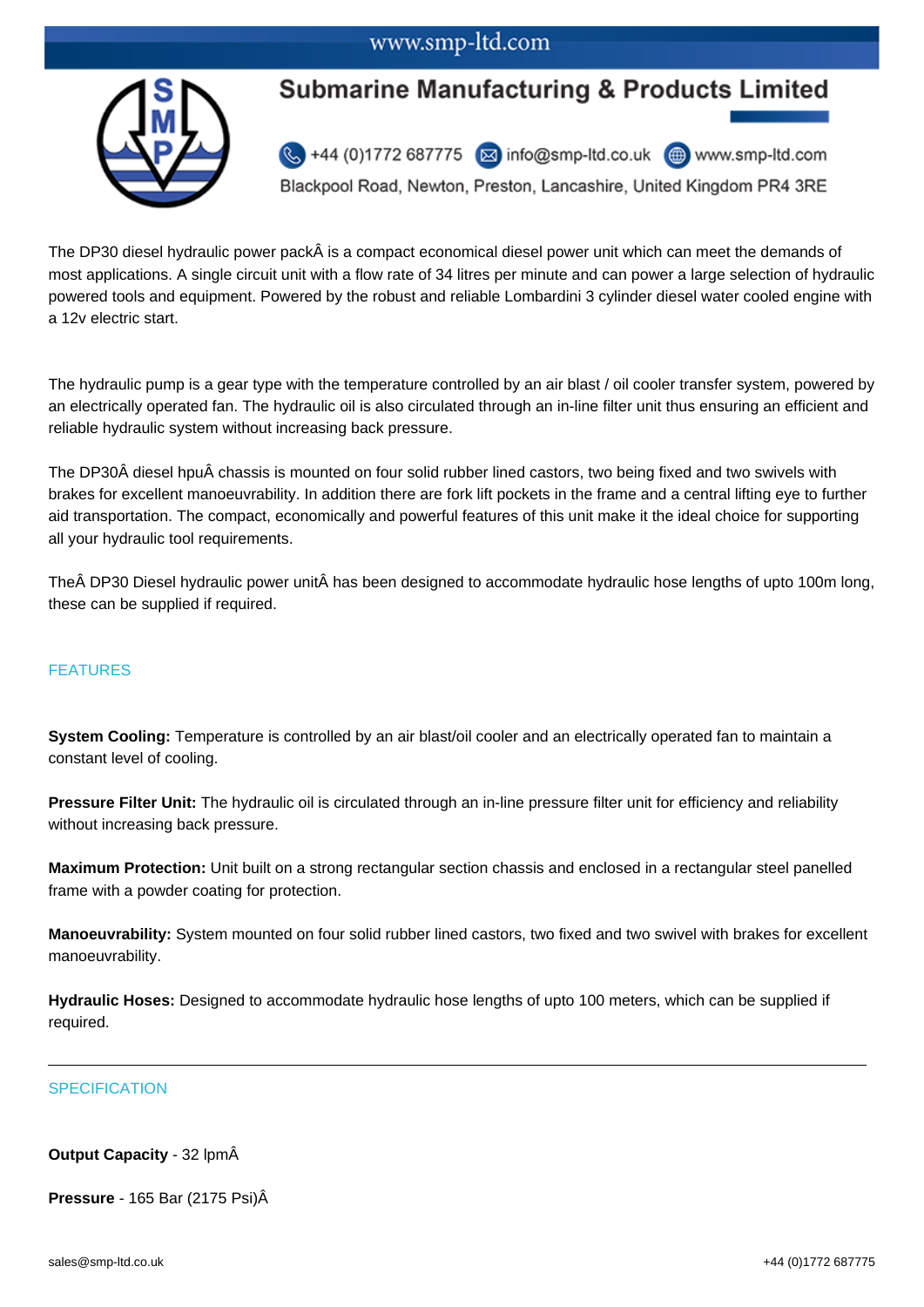# Submarine Manufacturing & Products Limited

+44 (0)1772 687775 info@smp-ltd.co.uk www.smp-ltd.com

Blackpool Road, Newton, Preston, Lancashire, United Kingdom PR4 3RE

The DP30 diesel hydraulic power packÂ is a compact economical diesel power unit which can meet the demands of most applications. A single circuit unit with a flow rate of 34 litres per minute and can power a large selection of hydraulic powered tools and equipment. Powered by the robust and reliable Lombardini 3 cylinder diesel water cooled engine with a 12v electric start.

The hydraulic pump is a gear type with the temperature controlled by an air blast / oil cooler transfer system, powered by an electrically operated fan. The hydraulic oil is also circulated through an in-line filter unit thus ensuring an efficient and reliable hydraulic system without increasing back pressure.

The DP30Â diesel hpuÂ chassis is mounted on four solid rubber lined castors, two being fixed and two swivels with brakes for excellent manoeuvrability. In addition there are fork lift pockets in the frame and a central lifting eye to further aid transportation. The compact, economically and powerful features of this unit make it the ideal choice for supporting all your hydraulic tool requirements.

TheÂ DP30 Diesel hydraulic power unitÂ has been designed to accommodate hydraulic hose lengths of upto 100m long, these can be supplied if required.

## FEATURES

**System Cooling:** Temperature is controlled by an air blast/oil cooler and an electrically operated fan to maintain a constant level of cooling.

**Pressure Filter Unit:** The hydraulic oil is circulated through an in-line pressure filter unit for efficiency and reliability without increasing back pressure.

**Maximum Protection:** Unit built on a strong rectangular section chassis and enclosed in a rectangular steel panelled frame with a powder coating for protection.

**Manoeuvrability:** System mounted on four solid rubber lined castors, two fixed and two swivel with brakes for excellent manoeuvrability.

**Hydraulic Hoses:** Designed to accommodate hydraulic hose lengths of upto 100 meters, which can be supplied if required.

---

## SPECIFICATION

**Output Capacity** - 32 lpmÂ

**Pressure** - 165 Bar (2175 Psi)Â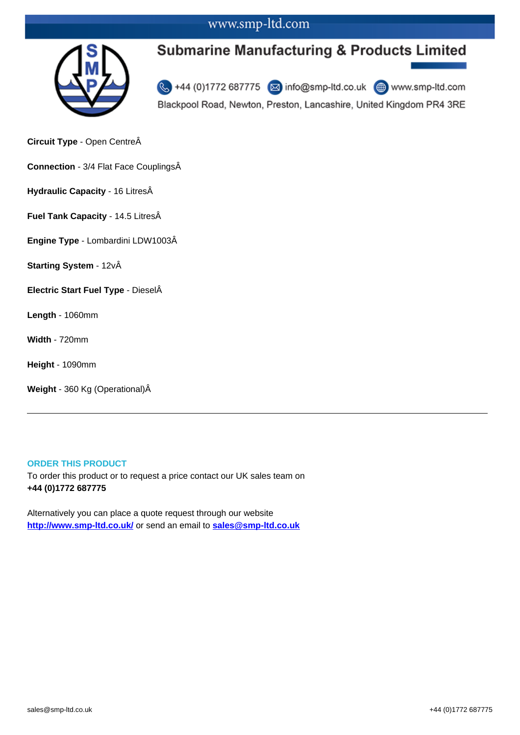**Circuit Type** - Open CentreÂ

**Connection** - 3/4 Flat Face CouplingsÂ

**Hydraulic Capacity** - 16 LitresÂ

**Fuel Tank Capacity** - 14.5 LitresÂ

**Engine Type** - Lombardini LDW1003Â

**Starting System** - 12vÂ

**Electric Start Fuel Type** - DieselÂ

**Length** - 1060mm

**Width** - 720mm

**Height** - 1090mm

**Weight** - 360 Kg (Operational)Â

---

## ORDER THIS PRODUCT

To order this product or to request a price contact our UK sales team on
**+44 (0)1772 687775**

Alternatively you can place a quote request through our website
**http://www.smp-ltd.co.uk/** or send an email to **sales@smp-ltd.co.uk**